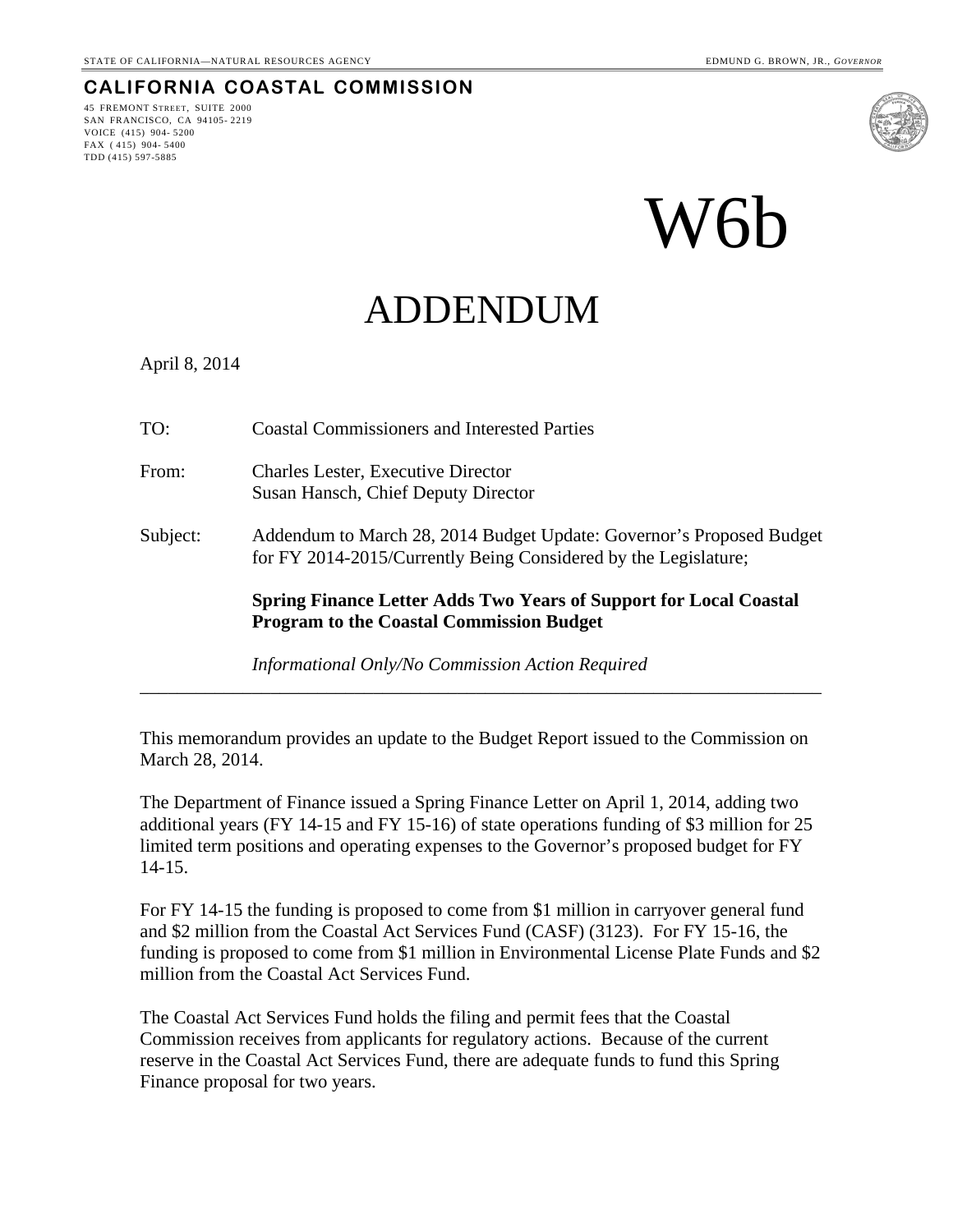STATE OF CALIFORNIA—NATURAL RESOURCES AGENCY EDMUND G. BROWN, JR., *GOVERNOR*

**CALIFORNIA COASTAL COMMISSION**

45 FREMONT STREET, SUITE 2000
SAN FRANCISCO, CA 94105-2219
VOICE (415) 904-5200
FAX (415) 904-5400
TDD (415) 597-5885

# W6b

# ADDENDUM

April 8, 2014

TO: Coastal Commissioners and Interested Parties

From: Charles Lester, Executive Director
Susan Hansch, Chief Deputy Director

Subject: Addendum to March 28, 2014 Budget Update: Governor's Proposed Budget for FY 2014-2015/Currently Being Considered by the Legislature;

**Spring Finance Letter Adds Two Years of Support for Local Coastal Program to the Coastal Commission Budget**

*Informational Only/No Commission Action Required*

---

This memorandum provides an update to the Budget Report issued to the Commission on March 28, 2014.

The Department of Finance issued a Spring Finance Letter on April 1, 2014, adding two additional years (FY 14-15 and FY 15-16) of state operations funding of $3 million for 25 limited term positions and operating expenses to the Governor's proposed budget for FY 14-15.

For FY 14-15 the funding is proposed to come from $1 million in carryover general fund and $2 million from the Coastal Act Services Fund (CASF) (3123). For FY 15-16, the funding is proposed to come from $1 million in Environmental License Plate Funds and $2 million from the Coastal Act Services Fund.

The Coastal Act Services Fund holds the filing and permit fees that the Coastal Commission receives from applicants for regulatory actions. Because of the current reserve in the Coastal Act Services Fund, there are adequate funds to fund this Spring Finance proposal for two years.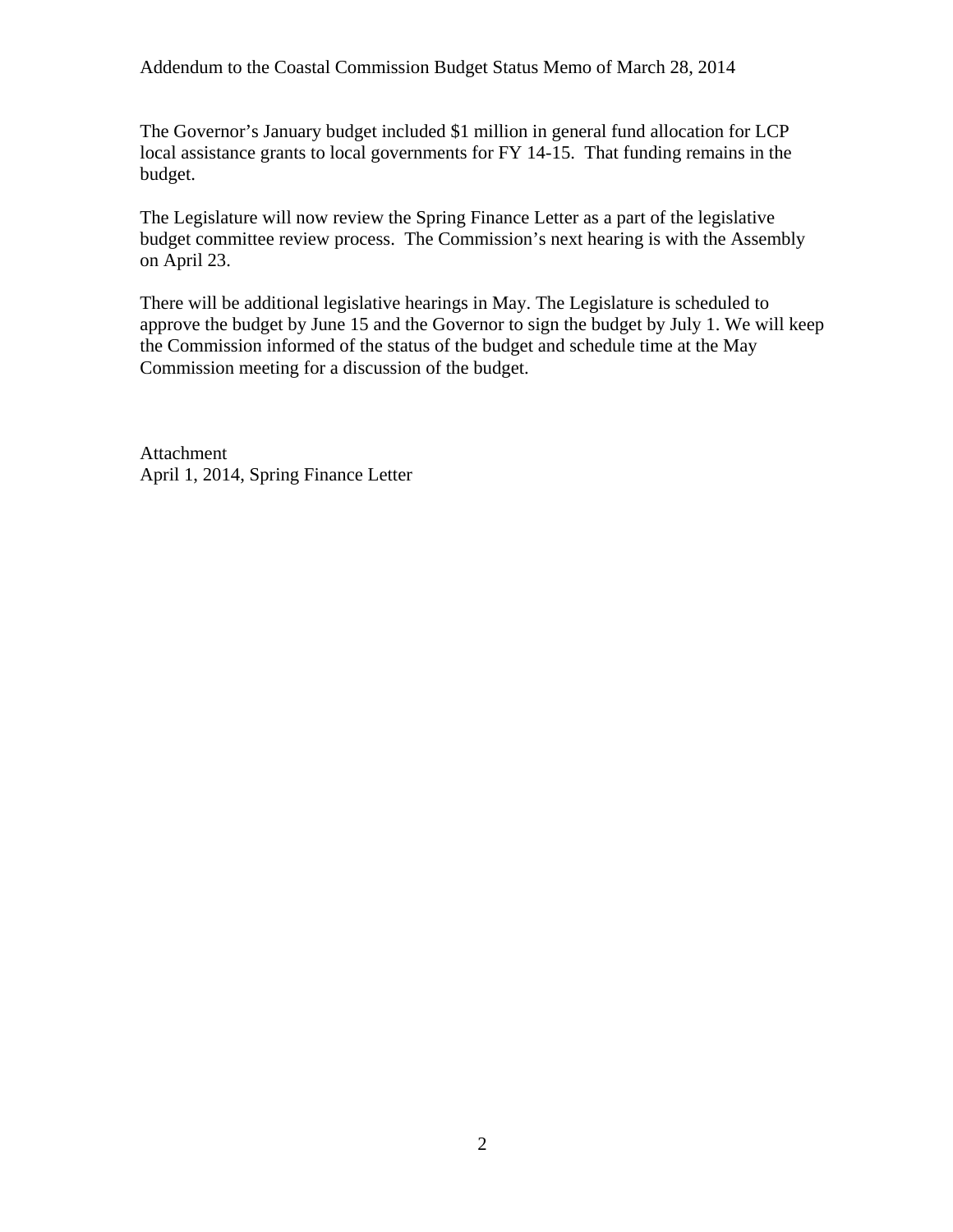The Governor's January budget included $1 million in general fund allocation for LCP local assistance grants to local governments for FY 14-15. That funding remains in the budget.

The Legislature will now review the Spring Finance Letter as a part of the legislative budget committee review process. The Commission's next hearing is with the Assembly on April 23.

There will be additional legislative hearings in May. The Legislature is scheduled to approve the budget by June 15 and the Governor to sign the budget by July 1. We will keep the Commission informed of the status of the budget and schedule time at the May Commission meeting for a discussion of the budget.

Attachment
April 1, 2014, Spring Finance Letter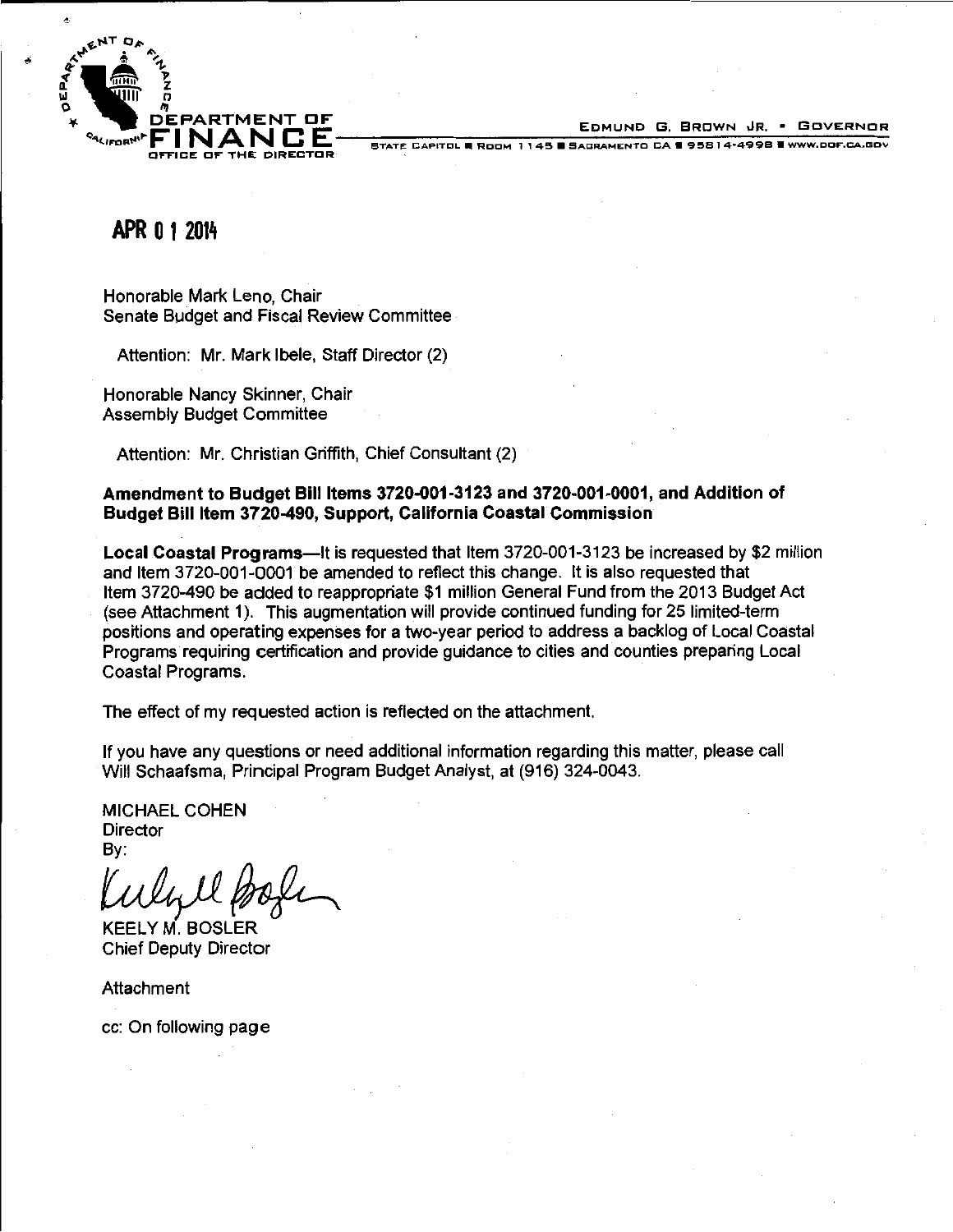DEPARTMENT OF FINANCE
OFFICE OF THE DIRECTOR

EDMUND G. BROWN JR. • GOVERNOR

STATE CAPITOL ■ ROOM 1145 ■ SACRAMENTO CA ■ 95814-4998 ■ WWW.DOF.CA.GOV

APR 0 1 2014

Honorable Mark Leno, Chair
Senate Budget and Fiscal Review Committee

Attention: Mr. Mark Ibele, Staff Director (2)

Honorable Nancy Skinner, Chair
Assembly Budget Committee

Attention: Mr. Christian Griffith, Chief Consultant (2)

**Amendment to Budget Bill Items 3720-001-3123 and 3720-001-0001, and Addition of Budget Bill Item 3720-490, Support, California Coastal Commission**

**Local Coastal Programs**—It is requested that Item 3720-001-3123 be increased by $2 million and Item 3720-001-0001 be amended to reflect this change. It is also requested that Item 3720-490 be added to reappropriate $1 million General Fund from the 2013 Budget Act (see Attachment 1). This augmentation will provide continued funding for 25 limited-term positions and operating expenses for a two-year period to address a backlog of Local Coastal Programs requiring certification and provide guidance to cities and counties preparing Local Coastal Programs.

The effect of my requested action is reflected on the attachment.

If you have any questions or need additional information regarding this matter, please call Will Schaafsma, Principal Program Budget Analyst, at (916) 324-0043.

MICHAEL COHEN
Director
By:

KEELY M. BOSLER
Chief Deputy Director

Attachment

cc: On following page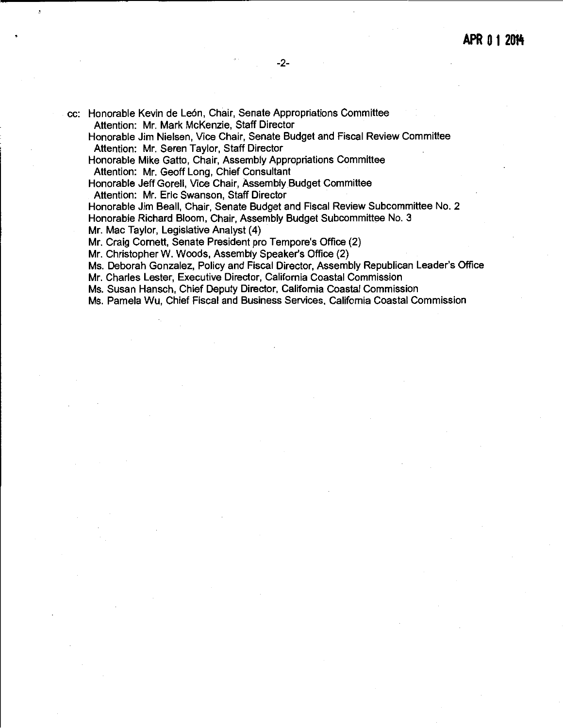APR 01 2014

cc: Honorable Kevin de León, Chair, Senate Appropriations Committee
  Attention: Mr. Mark McKenzie, Staff Director
 Honorable Jim Nielsen, Vice Chair, Senate Budget and Fiscal Review Committee
  Attention: Mr. Seren Taylor, Staff Director
 Honorable Mike Gatto, Chair, Assembly Appropriations Committee
  Attention: Mr. Geoff Long, Chief Consultant
 Honorable Jeff Gorell, Vice Chair, Assembly Budget Committee
  Attention: Mr. Eric Swanson, Staff Director
 Honorable Jim Beall, Chair, Senate Budget and Fiscal Review Subcommittee No. 2
 Honorable Richard Bloom, Chair, Assembly Budget Subcommittee No. 3
 Mr. Mac Taylor, Legislative Analyst (4)
 Mr. Craig Cornett, Senate President pro Tempore's Office (2)
 Mr. Christopher W. Woods, Assembly Speaker's Office (2)
 Ms. Deborah Gonzalez, Policy and Fiscal Director, Assembly Republican Leader's Office
 Mr. Charles Lester, Executive Director, California Coastal Commission
 Ms. Susan Hansch, Chief Deputy Director, California Coastal Commission
 Ms. Pamela Wu, Chief Fiscal and Business Services, California Coastal Commission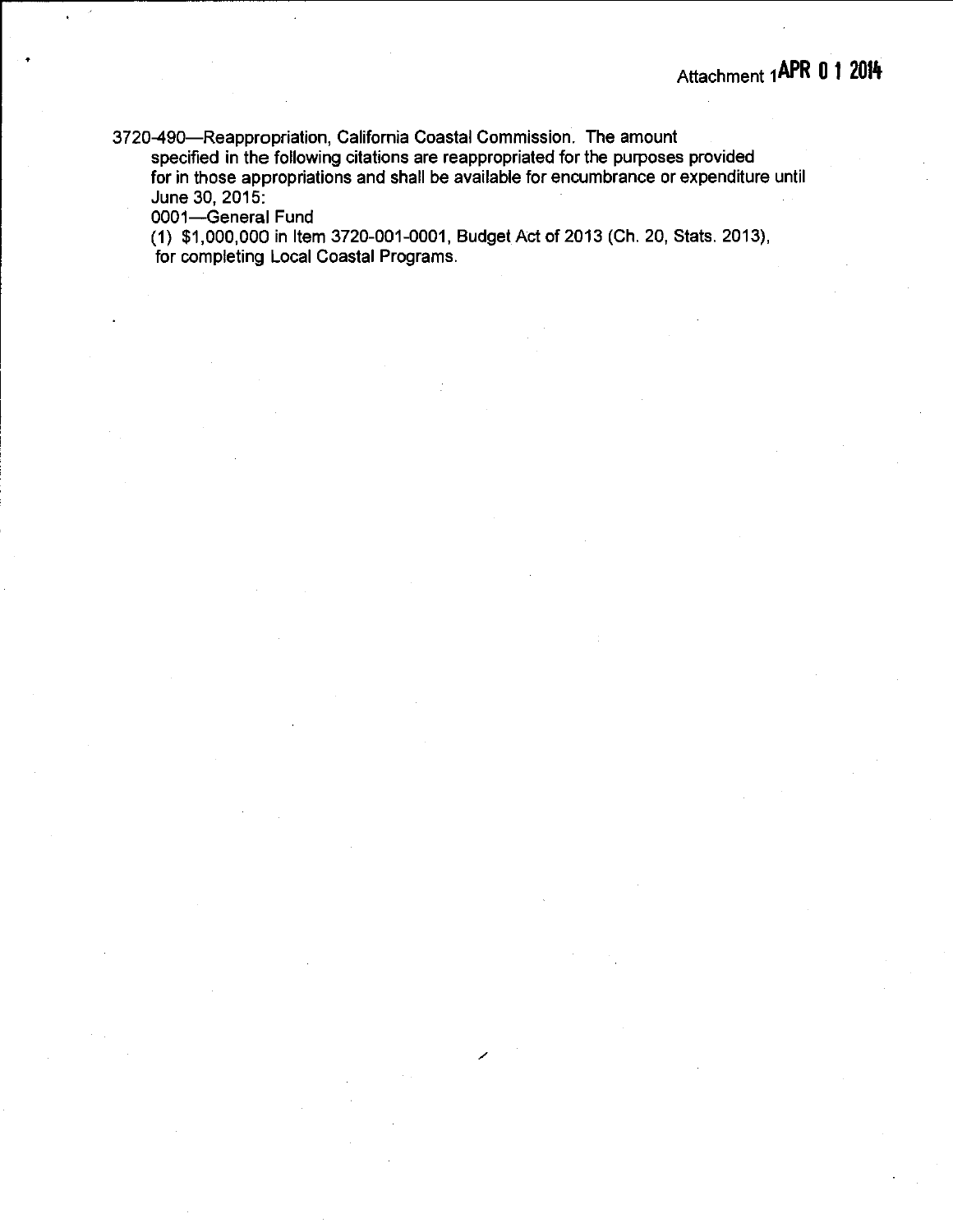Attachment 1 APR 0 1 2014

3720-490—Reappropriation, California Coastal Commission. The amount specified in the following citations are reappropriated for the purposes provided for in those appropriations and shall be available for encumbrance or expenditure until June 30, 2015:

0001—General Fund

(1) $1,000,000 in Item 3720-001-0001, Budget Act of 2013 (Ch. 20, Stats. 2013), for completing Local Coastal Programs.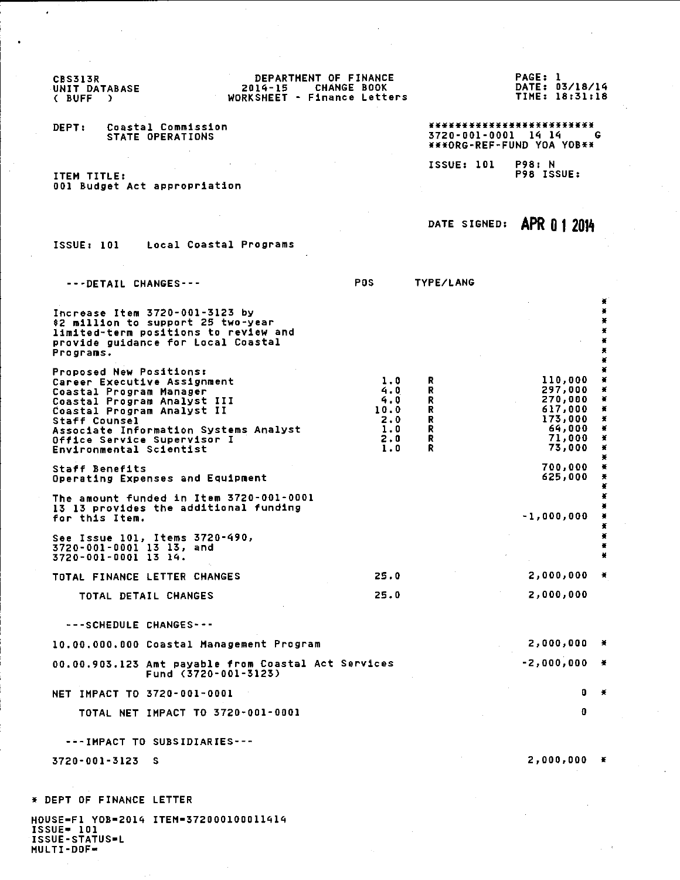CBS313R
UNIT DATABASE
( BUFF )

DEPARTMENT OF FINANCE
2014-15 CHANGE BOOK
WORKSHEET - Finance Letters

PAGE: 1
DATE: 03/18/14
TIME: 18:31:18

DEPT: Coastal Commission
STATE OPERATIONS

*************************
3720-001-0001 14 14 G
***ORG-REF-FUND YOA YOB**

ISSUE: 101 P98: N
P98 ISSUE:

ITEM TITLE:
001 Budget Act appropriation

DATE SIGNED: **APR 01 2014**

ISSUE: 101 Local Coastal Programs

| ---DETAIL CHANGES--- | POS | TYPE/LANG | | |
|---|---|---|---|---|
| Increase Item 3720-001-3123 by $2 million to support 25 two-year limited-term positions to review and provide guidance for Local Coastal Programs. | | | | * |
| Proposed New Positions: | | | | * |
| Career Executive Assignment | 1.0 | R | 110,000 | * |
| Coastal Program Manager | 4.0 | R | 297,000 | * |
| Coastal Program Analyst III | 4.0 | R | 270,000 | * |
| Coastal Program Analyst II | 10.0 | R | 617,000 | * |
| Staff Counsel | 2.0 | R | 173,000 | * |
| Associate Information Systems Analyst | 1.0 | R | 64,000 | * |
| Office Service Supervisor I | 2.0 | R | 71,000 | * |
| Environmental Scientist | 1.0 | R | 73,000 | * |
| Staff Benefits | | | 700,000 | * |
| Operating Expenses and Equipment | | | 625,000 | * |
| The amount funded in Item 3720-001-0001 13 13 provides the additional funding for this Item. | | | -1,000,000 | * |
| See Issue 101, Items 3720-490, 3720-001-0001 13 13, and 3720-001-0001 13 14. | | | | * |
| TOTAL FINANCE LETTER CHANGES | 25.0 | | 2,000,000 | * |
| TOTAL DETAIL CHANGES | 25.0 | | 2,000,000 | |

| ---SCHEDULE CHANGES--- | | |
|---|---|---|
| 10.00.000.000 Coastal Management Program | 2,000,000 | * |
| 00.00.903.123 Amt payable from Coastal Act Services Fund (3720-001-3123) | -2,000,000 | * |
| NET IMPACT TO 3720-001-0001 | 0 | * |
| TOTAL NET IMPACT TO 3720-001-0001 | 0 | |

| ---IMPACT TO SUBSIDIARIES--- | | |
|---|---|---|
| 3720-001-3123 S | 2,000,000 | * |

* DEPT OF FINANCE LETTER

HOUSE=F1 YOB=2014 ITEM=372000100011414
ISSUE= 101
ISSUE-STATUS=L
MULTI-DOF=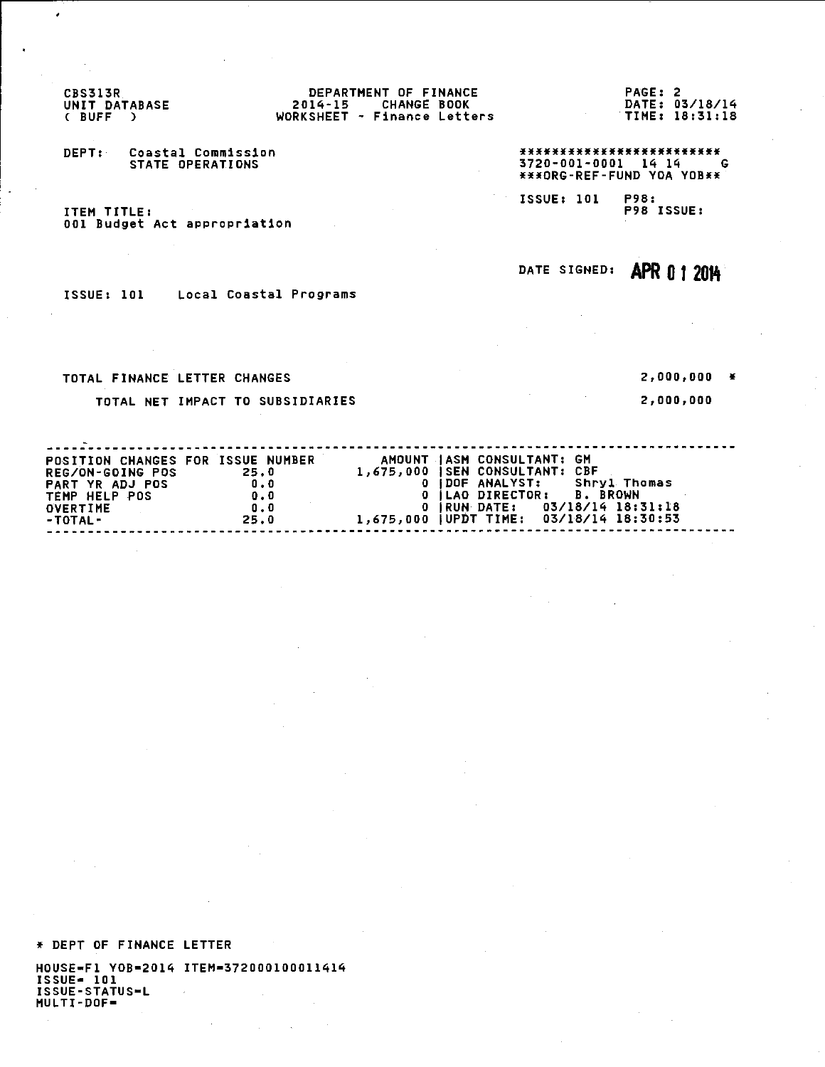CBS313R
UNIT DATABASE
( BUFF )

DEPARTMENT OF FINANCE
2014-15 CHANGE BOOK
WORKSHEET - Finance Letters

DATE: 03/18/14
TIME: 18:31:18

DEPT: Coastal Commission
STATE OPERATIONS

*************************
3720-001-0001 14 14 G
***ORG-REF-FUND YOA YOB**

ISSUE: 101 P98:
P98 ISSUE:

ITEM TITLE:
001 Budget Act appropriation

DATE SIGNED: APR 01 2014

ISSUE: 101 Local Coastal Programs

TOTAL FINANCE LETTER CHANGES 2,000,000 *

TOTAL NET IMPACT TO SUBSIDIARIES 2,000,000

| POSITION CHANGES FOR ISSUE NUMBER | | AMOUNT | |
|---|---|---|---|
| REG/ON-GOING POS | 25.0 | 1,675,000 | ASM CONSULTANT: GM |
| PART YR ADJ POS | 0.0 | 0 | SEN CONSULTANT: CBF |
| TEMP HELP POS | 0.0 | 0 | DOF ANALYST: Shryl Thomas |
| OVERTIME | 0.0 | 0 | LAO DIRECTOR: B. BROWN |
| -TOTAL- | 25.0 | 1,675,000 | RUN DATE: 03/18/14 18:31:18 |
| | | | UPDT TIME: 03/18/14 18:30:53 |

* DEPT OF FINANCE LETTER

HOUSE=F1 YOB=2014 ITEM=372000100011414
ISSUE= 101
ISSUE-STATUS=L
MULTI-DOF=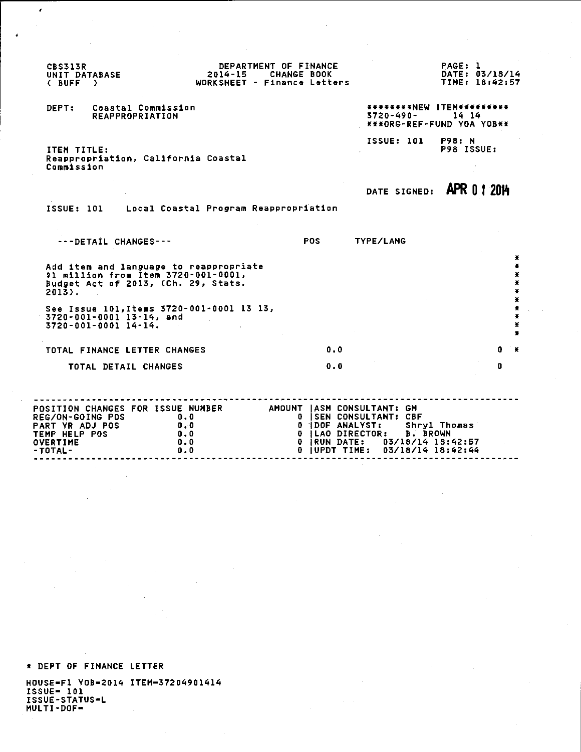CBS313R
UNIT DATABASE
( BUFF )

DEPARTMENT OF FINANCE
2014-15 CHANGE BOOK
WORKSHEET - Finance Letters

PAGE: 1
DATE: 03/18/14
TIME: 18:42:57

DEPT: Coastal Commission
REAPPROPRIATION

********NEW ITEM*********
3720-490- 14 14
***ORG-REF-FUND YOA YOB**

ISSUE: 101 P98: N
P98 ISSUE:

ITEM TITLE:
Reappropriation, California Coastal Commission

DATE SIGNED: **APR 01 2014**

ISSUE: 101 Local Coastal Program Reappropriation

| ---DETAIL CHANGES--- | POS | TYPE/LANG | | |
|---|---|---|---|---|
| Add item and language to reappropriate $1 million from Item 3720-001-0001, Budget Act of 2013, (Ch. 29, Stats. 2013). | | | | * |
| See Issue 101, Items 3720-001-0001 13 13, 3720-001-0001 13-14, and 3720-001-0001 14-14. | | | | * |
| TOTAL FINANCE LETTER CHANGES | 0.0 | | 0 | * |
| TOTAL DETAIL CHANGES | 0.0 | | 0 | |

| POSITION CHANGES FOR ISSUE NUMBER | | AMOUNT | |
|---|---|---|---|
| REG/ON-GOING POS | 0.0 | 0 | ASM CONSULTANT: GM |
| PART YR ADJ POS | 0.0 | 0 | SEN CONSULTANT: CBF |
| TEMP HELP POS | 0.0 | 0 | DOF ANALYST: Shryl Thomas |
| OVERTIME | 0.0 | 0 | LAO DIRECTOR: B. BROWN |
| -TOTAL- | 0.0 | 0 | RUN DATE: 03/18/14 18:42:57 |
| | | | UPDT TIME: 03/18/14 18:42:44 |

\* DEPT OF FINANCE LETTER

HOUSE=F1 YOB=2014 ITEM=37204901414
ISSUE= 101
ISSUE-STATUS=L
MULTI-DOF=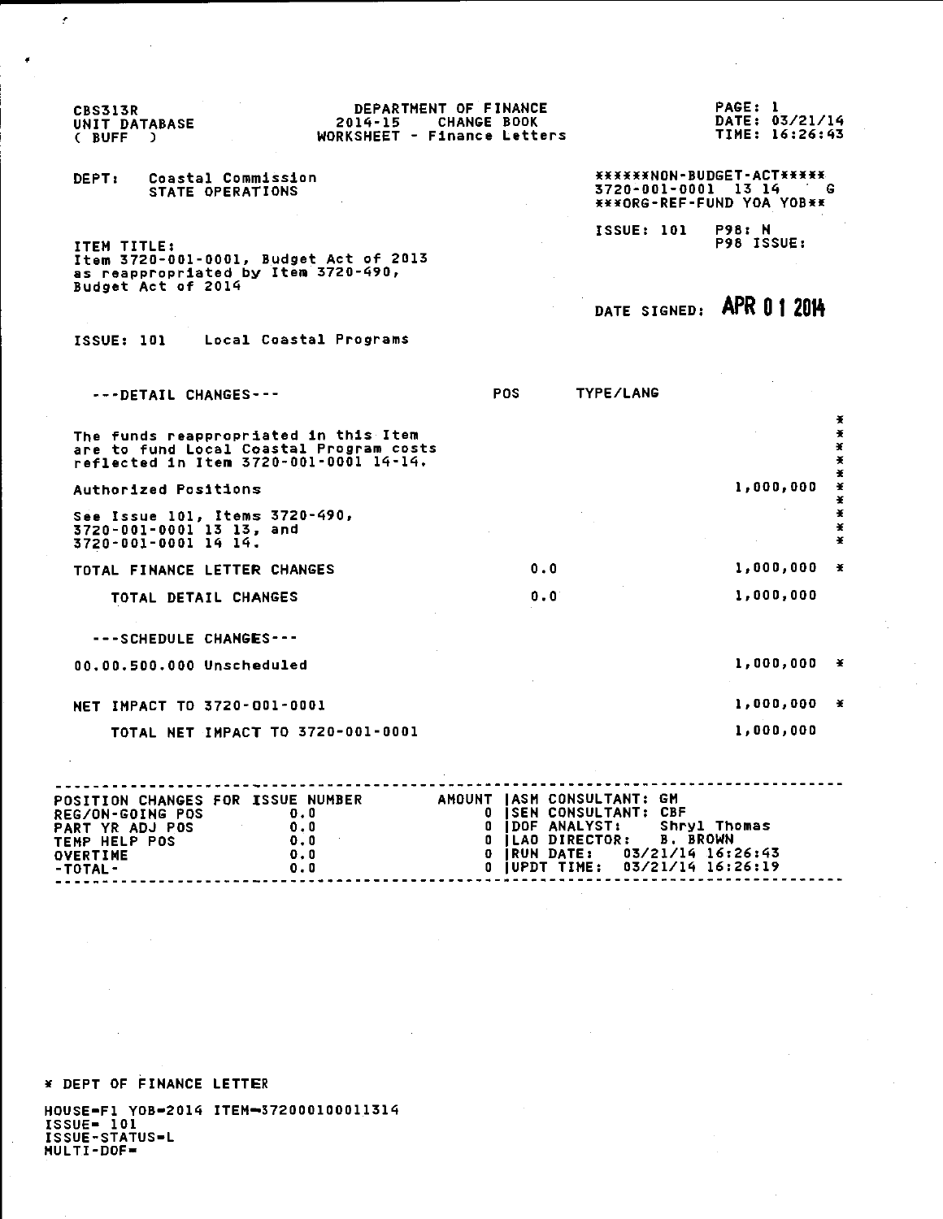CBS313R
UNIT DATABASE
( BUFF )

DEPARTMENT OF FINANCE
2014-15 CHANGE BOOK
WORKSHEET - Finance Letters

PAGE: 1
DATE: 03/21/14
TIME: 16:26:43

DEPT: Coastal Commission
STATE OPERATIONS

******NON-BUDGET-ACT*****
3720-001-0001 13 14 G
***ORG-REF-FUND YOA YOB**

ISSUE: 101 P98: N
P98 ISSUE:

ITEM TITLE:
Item 3720-001-0001, Budget Act of 2013
as reappropriated by Item 3720-490,
Budget Act of 2014

DATE SIGNED: **APR 01 2014**

ISSUE: 101 Local Coastal Programs

| ---DETAIL CHANGES--- | POS | TYPE/LANG | | |
|---|---|---|---|---|
| The funds reappropriated in this Item are to fund Local Coastal Program costs reflected in Item 3720-001-0001 14-14. | | | | * |
| Authorized Positions | | | 1,000,000 | * |
| See Issue 101, Items 3720-490, 3720-001-0001 13 13, and 3720-001-0001 14 14. | | | | * |
| TOTAL FINANCE LETTER CHANGES | 0.0 | | 1,000,000 | * |
| TOTAL DETAIL CHANGES | 0.0 | | 1,000,000 | |
| ---SCHEDULE CHANGES--- | | | | |
| 00.00.500.000 Unscheduled | | | 1,000,000 | * |
| NET IMPACT TO 3720-001-0001 | | | 1,000,000 | * |
| TOTAL NET IMPACT TO 3720-001-0001 | | | 1,000,000 | |

| POSITION CHANGES FOR ISSUE NUMBER | | AMOUNT | |
|---|---|---|---|
| REG/ON-GOING POS | 0.0 | 0 | ASM CONSULTANT: GM |
| PART YR ADJ POS | 0.0 | 0 | SEN CONSULTANT: CBF |
| TEMP HELP POS | 0.0 | 0 | DOF ANALYST: Shryl Thomas |
| OVERTIME | 0.0 | 0 | LAO DIRECTOR: B. BROWN |
| -TOTAL- | 0.0 | 0 | RUN DATE: 03/21/14 16:26:43 |
| | | | UPDT TIME: 03/21/14 16:26:19 |

* DEPT OF FINANCE LETTER

HOUSE=F1 YOB=2014 ITEM=372000100011314
ISSUE= 101
ISSUE-STATUS=L
MULTI-DOF=